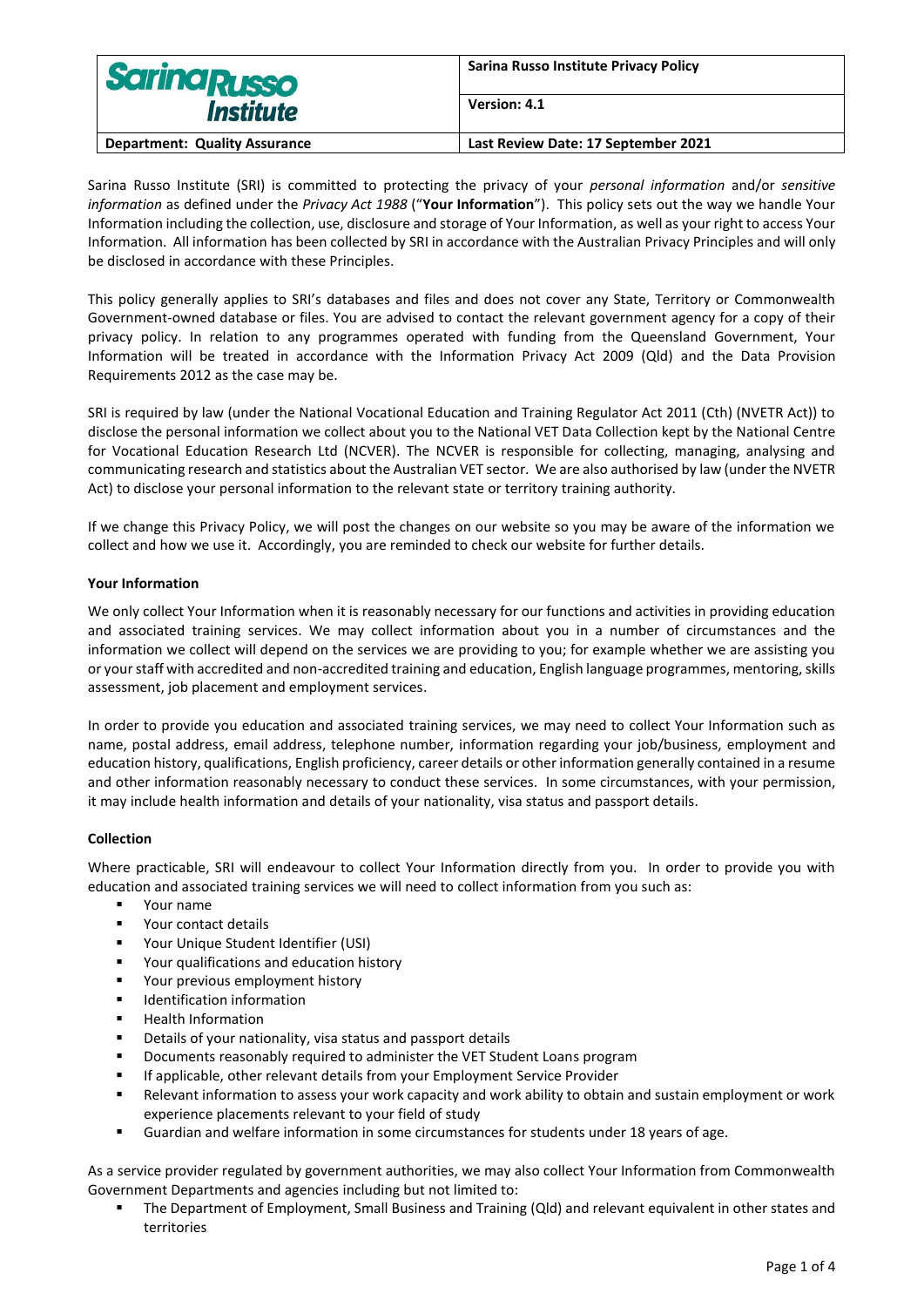| Sarina Russo Institute | Sarina Russo Institute Privacy Policy |
| --- | --- |
| | Version: 4.1 |
| Department: Quality Assurance | Last Review Date: 17 September 2021 |

Sarina Russo Institute (SRI) is committed to protecting the privacy of your *personal information* and/or *sensitive information* as defined under the *Privacy Act 1988* ("**Your Information**"). This policy sets out the way we handle Your Information including the collection, use, disclosure and storage of Your Information, as well as your right to access Your Information. All information has been collected by SRI in accordance with the Australian Privacy Principles and will only be disclosed in accordance with these Principles.

This policy generally applies to SRI's databases and files and does not cover any State, Territory or Commonwealth Government-owned database or files. You are advised to contact the relevant government agency for a copy of their privacy policy. In relation to any programmes operated with funding from the Queensland Government, Your Information will be treated in accordance with the Information Privacy Act 2009 (Qld) and the Data Provision Requirements 2012 as the case may be.

SRI is required by law (under the National Vocational Education and Training Regulator Act 2011 (Cth) (NVETR Act)) to disclose the personal information we collect about you to the National VET Data Collection kept by the National Centre for Vocational Education Research Ltd (NCVER). The NCVER is responsible for collecting, managing, analysing and communicating research and statistics about the Australian VET sector. We are also authorised by law (under the NVETR Act) to disclose your personal information to the relevant state or territory training authority.

If we change this Privacy Policy, we will post the changes on our website so you may be aware of the information we collect and how we use it. Accordingly, you are reminded to check our website for further details.

**Your Information**

We only collect Your Information when it is reasonably necessary for our functions and activities in providing education and associated training services. We may collect information about you in a number of circumstances and the information we collect will depend on the services we are providing to you; for example whether we are assisting you or your staff with accredited and non-accredited training and education, English language programmes, mentoring, skills assessment, job placement and employment services.

In order to provide you education and associated training services, we may need to collect Your Information such as name, postal address, email address, telephone number, information regarding your job/business, employment and education history, qualifications, English proficiency, career details or other information generally contained in a resume and other information reasonably necessary to conduct these services. In some circumstances, with your permission, it may include health information and details of your nationality, visa status and passport details.

**Collection**

Where practicable, SRI will endeavour to collect Your Information directly from you. In order to provide you with education and associated training services we will need to collect information from you such as:

- Your name
- Your contact details
- Your Unique Student Identifier (USI)
- Your qualifications and education history
- Your previous employment history
- Identification information
- Health Information
- Details of your nationality, visa status and passport details
- Documents reasonably required to administer the VET Student Loans program
- If applicable, other relevant details from your Employment Service Provider
- Relevant information to assess your work capacity and work ability to obtain and sustain employment or work experience placements relevant to your field of study
- Guardian and welfare information in some circumstances for students under 18 years of age.

As a service provider regulated by government authorities, we may also collect Your Information from Commonwealth Government Departments and agencies including but not limited to:

- The Department of Employment, Small Business and Training (Qld) and relevant equivalent in other states and territories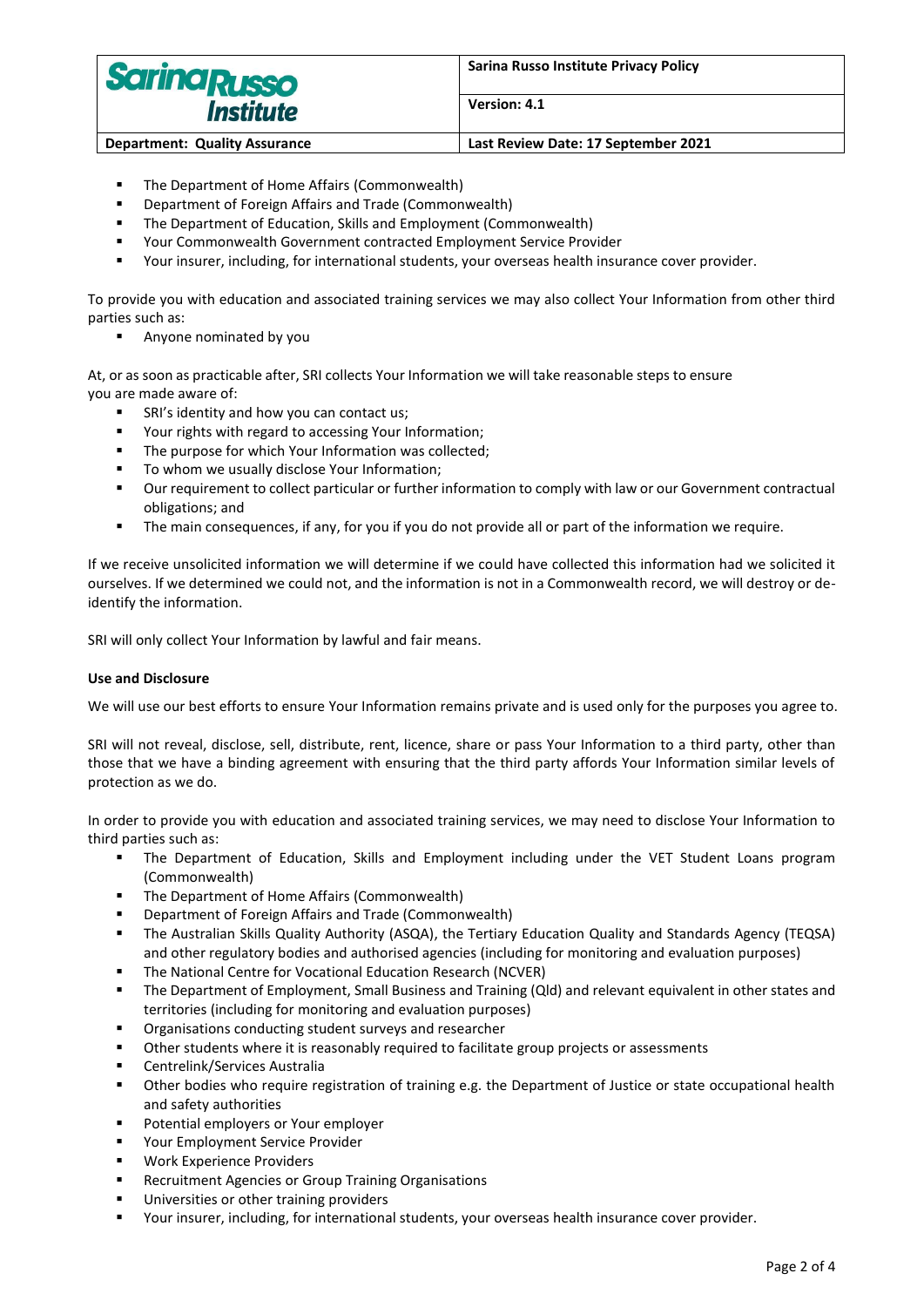- The Department of Home Affairs (Commonwealth)
- Department of Foreign Affairs and Trade (Commonwealth)
- The Department of Education, Skills and Employment (Commonwealth)
- Your Commonwealth Government contracted Employment Service Provider
- Your insurer, including, for international students, your overseas health insurance cover provider.

To provide you with education and associated training services we may also collect Your Information from other third parties such as:

- Anyone nominated by you

At, or as soon as practicable after, SRI collects Your Information we will take reasonable steps to ensure you are made aware of:

- SRI's identity and how you can contact us;
- Your rights with regard to accessing Your Information;
- The purpose for which Your Information was collected;
- To whom we usually disclose Your Information;
- Our requirement to collect particular or further information to comply with law or our Government contractual obligations; and
- The main consequences, if any, for you if you do not provide all or part of the information we require.

If we receive unsolicited information we will determine if we could have collected this information had we solicited it ourselves. If we determined we could not, and the information is not in a Commonwealth record, we will destroy or de-identify the information.

SRI will only collect Your Information by lawful and fair means.

**Use and Disclosure**

We will use our best efforts to ensure Your Information remains private and is used only for the purposes you agree to.

SRI will not reveal, disclose, sell, distribute, rent, licence, share or pass Your Information to a third party, other than those that we have a binding agreement with ensuring that the third party affords Your Information similar levels of protection as we do.

In order to provide you with education and associated training services, we may need to disclose Your Information to third parties such as:

- The Department of Education, Skills and Employment including under the VET Student Loans program (Commonwealth)
- The Department of Home Affairs (Commonwealth)
- Department of Foreign Affairs and Trade (Commonwealth)
- The Australian Skills Quality Authority (ASQA), the Tertiary Education Quality and Standards Agency (TEQSA) and other regulatory bodies and authorised agencies (including for monitoring and evaluation purposes)
- The National Centre for Vocational Education Research (NCVER)
- The Department of Employment, Small Business and Training (Qld) and relevant equivalent in other states and territories (including for monitoring and evaluation purposes)
- Organisations conducting student surveys and researcher
- Other students where it is reasonably required to facilitate group projects or assessments
- Centrelink/Services Australia
- Other bodies who require registration of training e.g. the Department of Justice or state occupational health and safety authorities
- Potential employers or Your employer
- Your Employment Service Provider
- Work Experience Providers
- Recruitment Agencies or Group Training Organisations
- Universities or other training providers
- Your insurer, including, for international students, your overseas health insurance cover provider.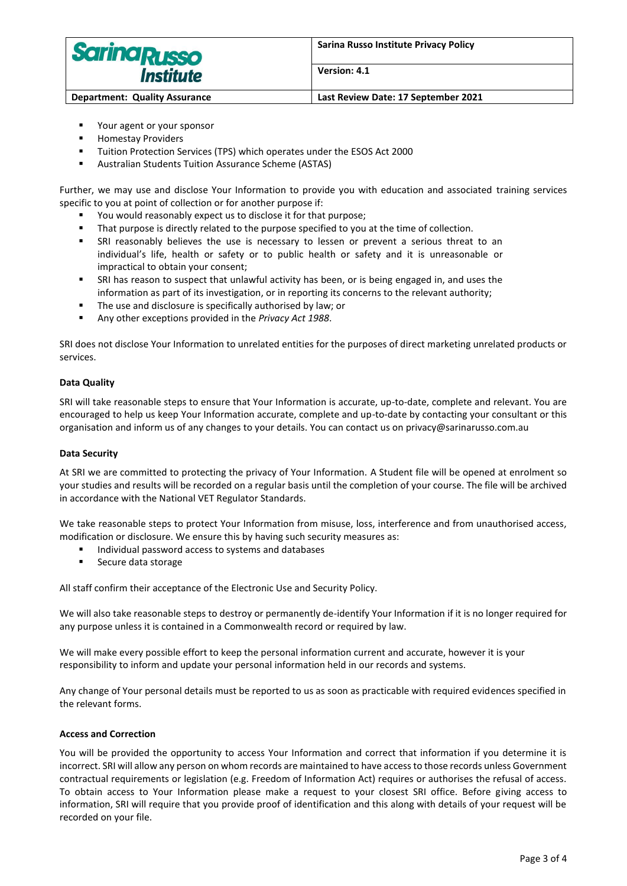- Your agent or your sponsor
- Homestay Providers
- Tuition Protection Services (TPS) which operates under the ESOS Act 2000
- Australian Students Tuition Assurance Scheme (ASTAS)

Further, we may use and disclose Your Information to provide you with education and associated training services specific to you at point of collection or for another purpose if:

- You would reasonably expect us to disclose it for that purpose;
- That purpose is directly related to the purpose specified to you at the time of collection.
- SRI reasonably believes the use is necessary to lessen or prevent a serious threat to an individual's life, health or safety or to public health or safety and it is unreasonable or impractical to obtain your consent;
- SRI has reason to suspect that unlawful activity has been, or is being engaged in, and uses the information as part of its investigation, or in reporting its concerns to the relevant authority;
- The use and disclosure is specifically authorised by law; or
- Any other exceptions provided in the *Privacy Act 1988*.

SRI does not disclose Your Information to unrelated entities for the purposes of direct marketing unrelated products or services.

**Data Quality**

SRI will take reasonable steps to ensure that Your Information is accurate, up-to-date, complete and relevant. You are encouraged to help us keep Your Information accurate, complete and up-to-date by contacting your consultant or this organisation and inform us of any changes to your details. You can contact us on privacy@sarinarusso.com.au

**Data Security**

At SRI we are committed to protecting the privacy of Your Information. A Student file will be opened at enrolment so your studies and results will be recorded on a regular basis until the completion of your course. The file will be archived in accordance with the National VET Regulator Standards.

We take reasonable steps to protect Your Information from misuse, loss, interference and from unauthorised access, modification or disclosure. We ensure this by having such security measures as:

- Individual password access to systems and databases
- Secure data storage

All staff confirm their acceptance of the Electronic Use and Security Policy.

We will also take reasonable steps to destroy or permanently de-identify Your Information if it is no longer required for any purpose unless it is contained in a Commonwealth record or required by law.

We will make every possible effort to keep the personal information current and accurate, however it is your responsibility to inform and update your personal information held in our records and systems.

Any change of Your personal details must be reported to us as soon as practicable with required evidences specified in the relevant forms.

**Access and Correction**

You will be provided the opportunity to access Your Information and correct that information if you determine it is incorrect. SRI will allow any person on whom records are maintained to have access to those records unless Government contractual requirements or legislation (e.g. Freedom of Information Act) requires or authorises the refusal of access. To obtain access to Your Information please make a request to your closest SRI office. Before giving access to information, SRI will require that you provide proof of identification and this along with details of your request will be recorded on your file.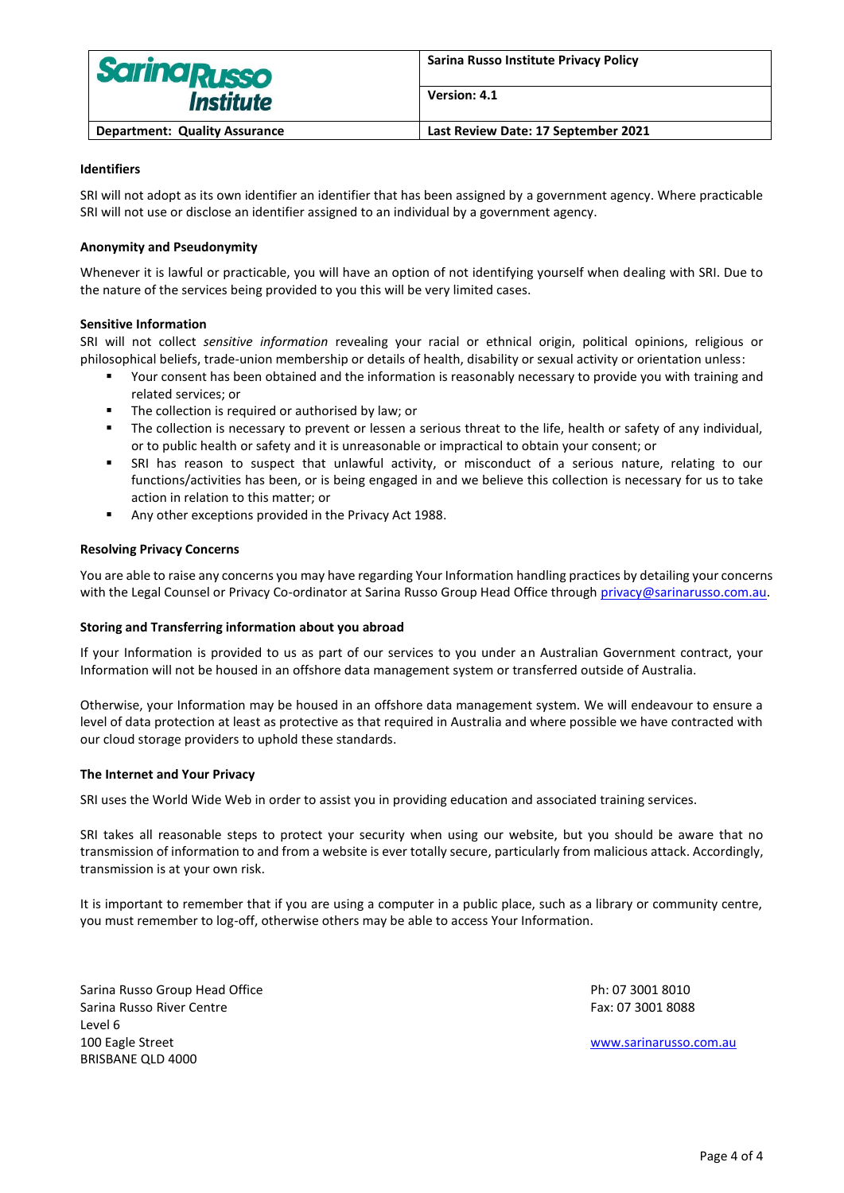### Identifiers

SRI will not adopt as its own identifier an identifier that has been assigned by a government agency. Where practicable SRI will not use or disclose an identifier assigned to an individual by a government agency.

### Anonymity and Pseudonymity

Whenever it is lawful or practicable, you will have an option of not identifying yourself when dealing with SRI. Due to the nature of the services being provided to you this will be very limited cases.

### Sensitive Information

SRI will not collect *sensitive information* revealing your racial or ethnical origin, political opinions, religious or philosophical beliefs, trade-union membership or details of health, disability or sexual activity or orientation unless:

- Your consent has been obtained and the information is reasonably necessary to provide you with training and related services; or
- The collection is required or authorised by law; or
- The collection is necessary to prevent or lessen a serious threat to the life, health or safety of any individual, or to public health or safety and it is unreasonable or impractical to obtain your consent; or
- SRI has reason to suspect that unlawful activity, or misconduct of a serious nature, relating to our functions/activities has been, or is being engaged in and we believe this collection is necessary for us to take action in relation to this matter; or
- Any other exceptions provided in the Privacy Act 1988.

### Resolving Privacy Concerns

You are able to raise any concerns you may have regarding Your Information handling practices by detailing your concerns with the Legal Counsel or Privacy Co-ordinator at Sarina Russo Group Head Office through privacy@sarinarusso.com.au.

### Storing and Transferring information about you abroad

If your Information is provided to us as part of our services to you under an Australian Government contract, your Information will not be housed in an offshore data management system or transferred outside of Australia.

Otherwise, your Information may be housed in an offshore data management system. We will endeavour to ensure a level of data protection at least as protective as that required in Australia and where possible we have contracted with our cloud storage providers to uphold these standards.

### The Internet and Your Privacy

SRI uses the World Wide Web in order to assist you in providing education and associated training services.

SRI takes all reasonable steps to protect your security when using our website, but you should be aware that no transmission of information to and from a website is ever totally secure, particularly from malicious attack. Accordingly, transmission is at your own risk.

It is important to remember that if you are using a computer in a public place, such as a library or community centre, you must remember to log-off, otherwise others may be able to access Your Information.

Sarina Russo Group Head Office
Sarina Russo River Centre
Level 6
100 Eagle Street
BRISBANE QLD 4000

Ph: 07 3001 8010
Fax: 07 3001 8088

www.sarinarusso.com.au